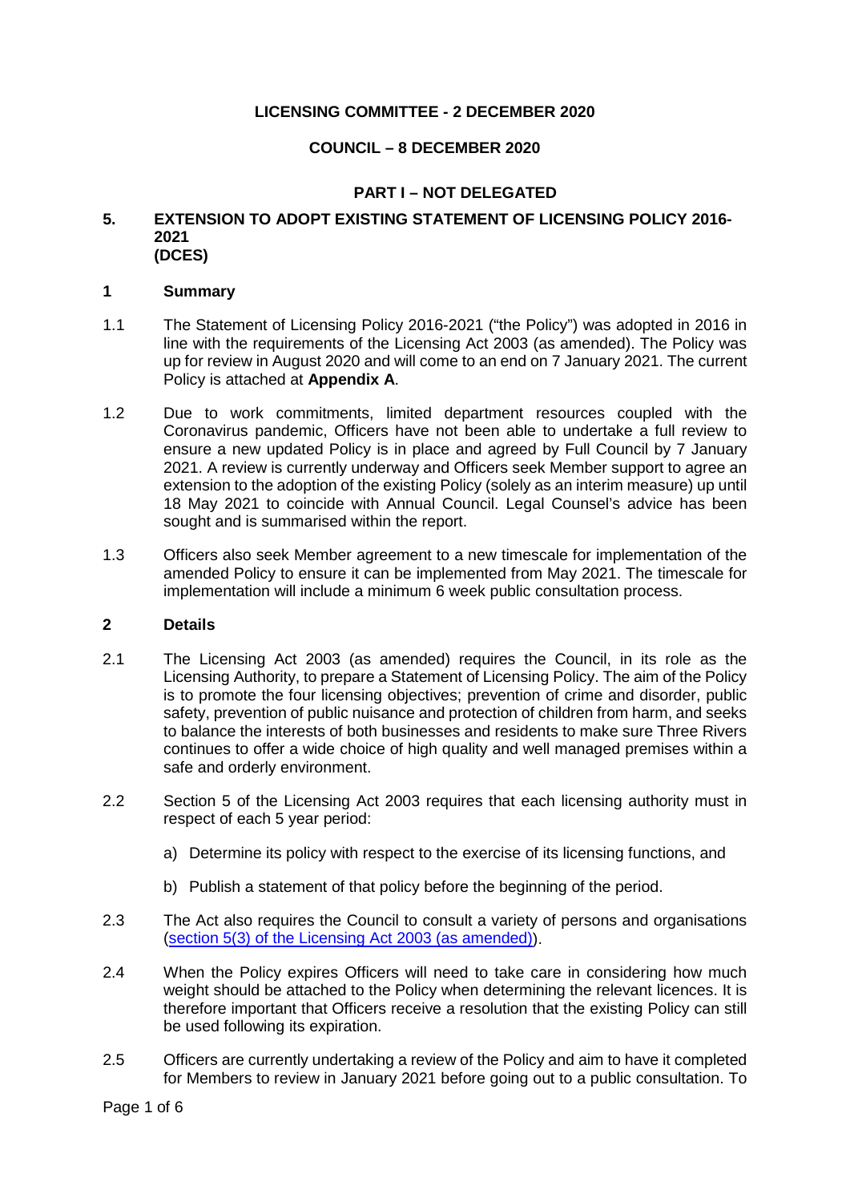**LICENSING COMMITTEE - 2 DECEMBER 2020**

**COUNCIL – 8 DECEMBER 2020**

**PART I – NOT DELEGATED**

## 5. EXTENSION TO ADOPT EXISTING STATEMENT OF LICENSING POLICY 2016-2021 (DCES)

### 1 Summary

1.1 The Statement of Licensing Policy 2016-2021 ("the Policy") was adopted in 2016 in line with the requirements of the Licensing Act 2003 (as amended). The Policy was up for review in August 2020 and will come to an end on 7 January 2021. The current Policy is attached at **Appendix A**.

1.2 Due to work commitments, limited department resources coupled with the Coronavirus pandemic, Officers have not been able to undertake a full review to ensure a new updated Policy is in place and agreed by Full Council by 7 January 2021. A review is currently underway and Officers seek Member support to agree an extension to the adoption of the existing Policy (solely as an interim measure) up until 18 May 2021 to coincide with Annual Council. Legal Counsel's advice has been sought and is summarised within the report.

1.3 Officers also seek Member agreement to a new timescale for implementation of the amended Policy to ensure it can be implemented from May 2021. The timescale for implementation will include a minimum 6 week public consultation process.

### 2 Details

2.1 The Licensing Act 2003 (as amended) requires the Council, in its role as the Licensing Authority, to prepare a Statement of Licensing Policy. The aim of the Policy is to promote the four licensing objectives; prevention of crime and disorder, public safety, prevention of public nuisance and protection of children from harm, and seeks to balance the interests of both businesses and residents to make sure Three Rivers continues to offer a wide choice of high quality and well managed premises within a safe and orderly environment.

2.2 Section 5 of the Licensing Act 2003 requires that each licensing authority must in respect of each 5 year period:

a) Determine its policy with respect to the exercise of its licensing functions, and

b) Publish a statement of that policy before the beginning of the period.

2.3 The Act also requires the Council to consult a variety of persons and organisations (section 5(3) of the Licensing Act 2003 (as amended)).

2.4 When the Policy expires Officers will need to take care in considering how much weight should be attached to the Policy when determining the relevant licences. It is therefore important that Officers receive a resolution that the existing Policy can still be used following its expiration.

2.5 Officers are currently undertaking a review of the Policy and aim to have it completed for Members to review in January 2021 before going out to a public consultation. To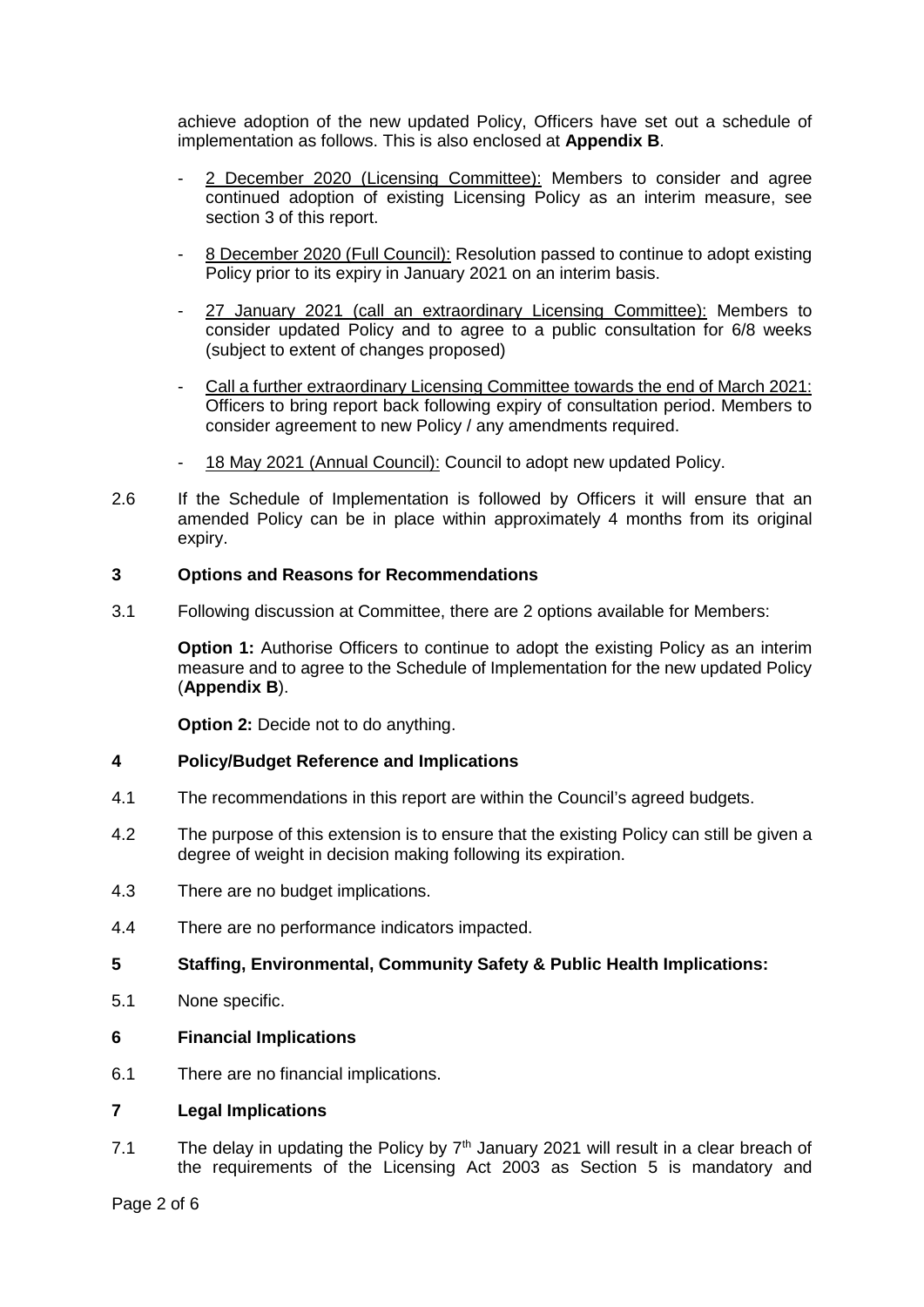achieve adoption of the new updated Policy, Officers have set out a schedule of implementation as follows. This is also enclosed at **Appendix B**.

- 2 December 2020 (Licensing Committee): Members to consider and agree continued adoption of existing Licensing Policy as an interim measure, see section 3 of this report.
- 8 December 2020 (Full Council): Resolution passed to continue to adopt existing Policy prior to its expiry in January 2021 on an interim basis.
- 27 January 2021 (call an extraordinary Licensing Committee): Members to consider updated Policy and to agree to a public consultation for 6/8 weeks (subject to extent of changes proposed)
- Call a further extraordinary Licensing Committee towards the end of March 2021: Officers to bring report back following expiry of consultation period. Members to consider agreement to new Policy / any amendments required.
- 18 May 2021 (Annual Council): Council to adopt new updated Policy.

2.6 If the Schedule of Implementation is followed by Officers it will ensure that an amended Policy can be in place within approximately 4 months from its original expiry.

## 3 Options and Reasons for Recommendations

3.1 Following discussion at Committee, there are 2 options available for Members:

**Option 1:** Authorise Officers to continue to adopt the existing Policy as an interim measure and to agree to the Schedule of Implementation for the new updated Policy (**Appendix B**).

**Option 2:** Decide not to do anything.

## 4 Policy/Budget Reference and Implications

4.1 The recommendations in this report are within the Council's agreed budgets.

4.2 The purpose of this extension is to ensure that the existing Policy can still be given a degree of weight in decision making following its expiration.

4.3 There are no budget implications.

4.4 There are no performance indicators impacted.

## 5 Staffing, Environmental, Community Safety & Public Health Implications:

5.1 None specific.

## 6 Financial Implications

6.1 There are no financial implications.

## 7 Legal Implications

7.1 The delay in updating the Policy by 7th January 2021 will result in a clear breach of the requirements of the Licensing Act 2003 as Section 5 is mandatory and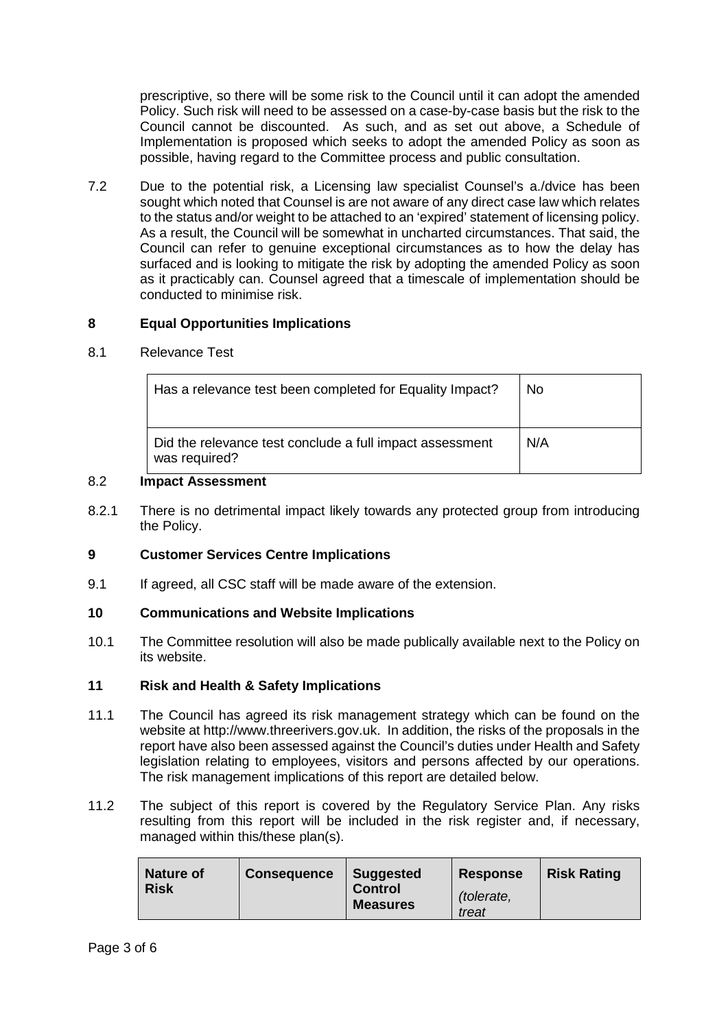prescriptive, so there will be some risk to the Council until it can adopt the amended Policy. Such risk will need to be assessed on a case-by-case basis but the risk to the Council cannot be discounted. As such, and as set out above, a Schedule of Implementation is proposed which seeks to adopt the amended Policy as soon as possible, having regard to the Committee process and public consultation.

7.2 Due to the potential risk, a Licensing law specialist Counsel's a./dvice has been sought which noted that Counsel is are not aware of any direct case law which relates to the status and/or weight to be attached to an 'expired' statement of licensing policy. As a result, the Council will be somewhat in uncharted circumstances. That said, the Council can refer to genuine exceptional circumstances as to how the delay has surfaced and is looking to mitigate the risk by adopting the amended Policy as soon as it practicably can. Counsel agreed that a timescale of implementation should be conducted to minimise risk.

## 8 Equal Opportunities Implications

8.1 Relevance Test

| Has a relevance test been completed for Equality Impact? | No |
|---|---|
| Did the relevance test conclude a full impact assessment was required? | N/A |

8.2 **Impact Assessment**

8.2.1 There is no detrimental impact likely towards any protected group from introducing the Policy.

## 9 Customer Services Centre Implications

9.1 If agreed, all CSC staff will be made aware of the extension.

## 10 Communications and Website Implications

10.1 The Committee resolution will also be made publically available next to the Policy on its website.

## 11 Risk and Health & Safety Implications

11.1 The Council has agreed its risk management strategy which can be found on the website at http://www.threerivers.gov.uk. In addition, the risks of the proposals in the report have also been assessed against the Council's duties under Health and Safety legislation relating to employees, visitors and persons affected by our operations. The risk management implications of this report are detailed below.

11.2 The subject of this report is covered by the Regulatory Service Plan. Any risks resulting from this report will be included in the risk register and, if necessary, managed within this/these plan(s).

| **Nature of Risk** | **Consequence** | **Suggested Control Measures** | **Response** *(tolerate, treat* | **Risk Rating** |
|---|---|---|---|---|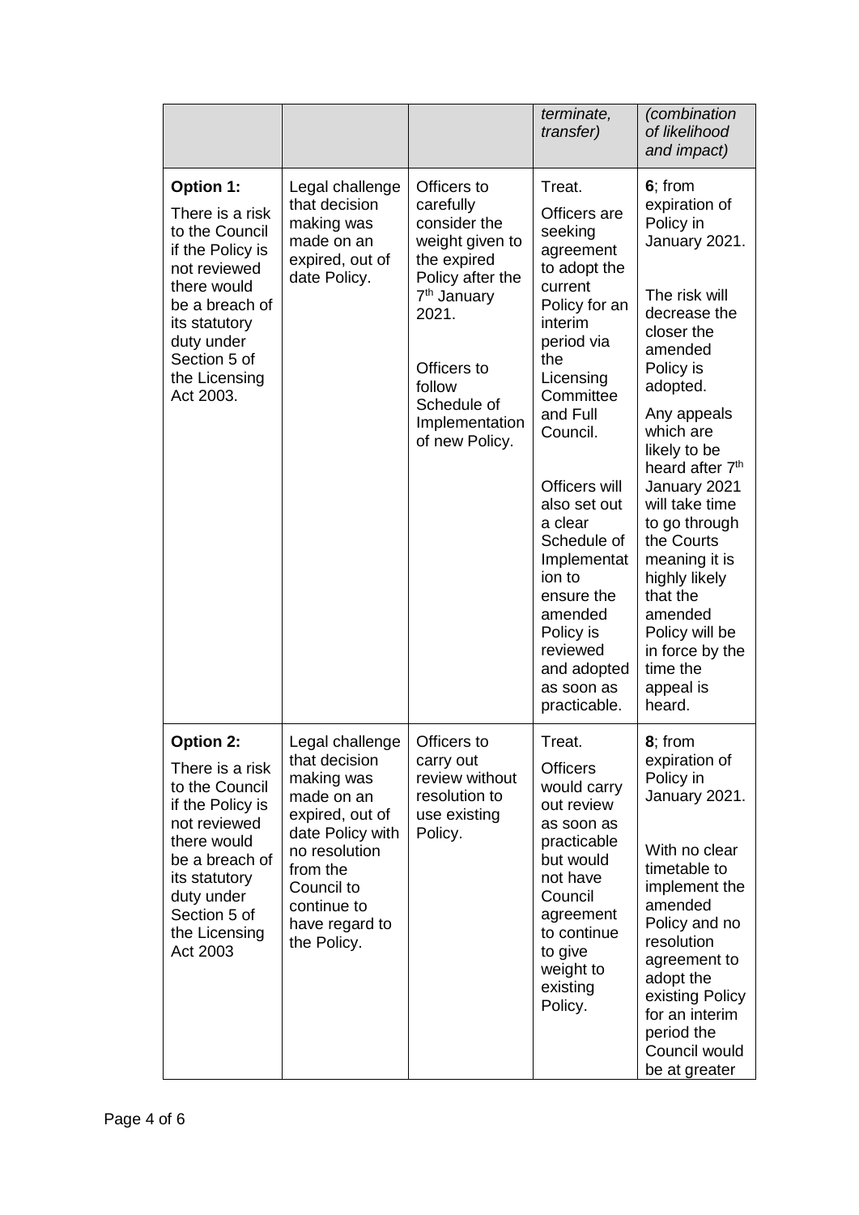| | | | *terminate, transfer)* | *(combination of likelihood and impact)* |
|---|---|---|---|---|
| **Option 1:** There is a risk to the Council if the Policy is not reviewed there would be a breach of its statutory duty under Section 5 of the Licensing Act 2003. | Legal challenge that decision making was made on an expired, out of date Policy. | Officers to carefully consider the weight given to the expired Policy after the 7th January 2021. Officers to follow Schedule of Implementation of new Policy. | Treat. Officers are seeking agreement to adopt the current Policy for an interim period via the Licensing Committee and Full Council. Officers will also set out a clear Schedule of Implementation to ensure the amended Policy is reviewed and adopted as soon as practicable. | **6**; from expiration of Policy in January 2021. The risk will decrease the closer the amended Policy is adopted. Any appeals which are likely to be heard after 7th January 2021 will take time to go through the Courts meaning it is highly likely that the amended Policy will be in force by the time the appeal is heard. |
| **Option 2:** There is a risk to the Council if the Policy is not reviewed there would be a breach of its statutory duty under Section 5 of the Licensing Act 2003 | Legal challenge that decision making was made on an expired, out of date Policy with no resolution from the Council to continue to have regard to the Policy. | Officers to carry out review without resolution to use existing Policy. | Treat. Officers would carry out review as soon as practicable but would not have Council agreement to continue to give weight to existing Policy. | **8**; from expiration of Policy in January 2021. With no clear timetable to implement the amended Policy and no resolution agreement to adopt the existing Policy for an interim period the Council would be at greater |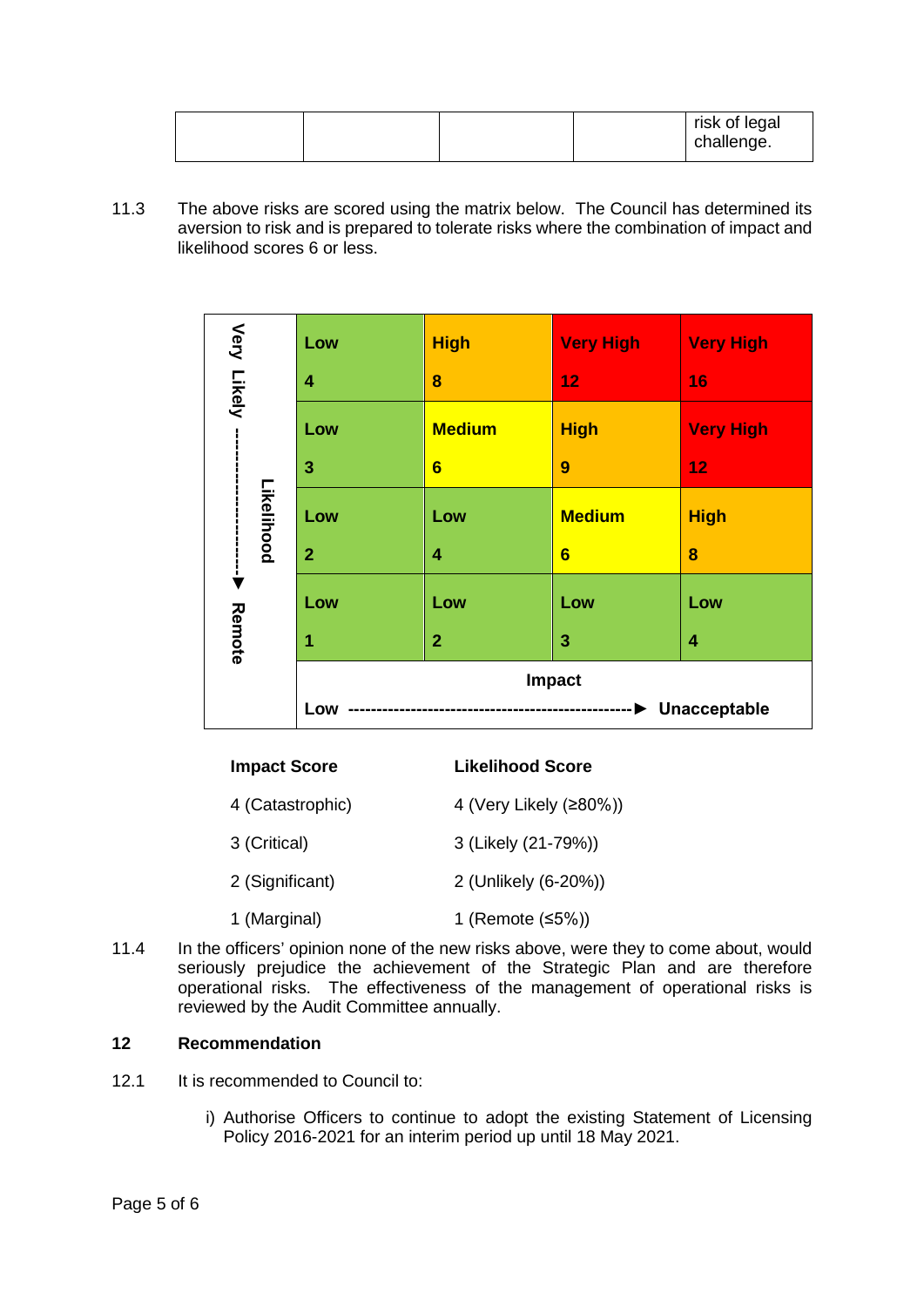| | | | | risk of legal challenge. |
|---|---|---|---|---|

11.3 The above risks are scored using the matrix below. The Council has determined its aversion to risk and is prepared to tolerate risks where the combination of impact and likelihood scores 6 or less.

| Likelihood (Very Likely ▼ Remote) | | | | |
|---|---|---|---|---|
| Very Likely | **Low** **4** | **High** **8** | **Very High** **12** | **Very High** **16** |
| | **Low** **3** | **Medium** **6** | **High** **9** | **Very High** **12** |
| | **Low** **2** | **Low** **4** | **Medium** **6** | **High** **8** |
| Remote | **Low** **1** | **Low** **2** | **Low** **3** | **Low** **4** |
| | **Impact** — **Low** ► **Unacceptable** | | | |

| **Impact Score** | **Likelihood Score** |
|---|---|
| 4 (Catastrophic) | 4 (Very Likely (≥80%)) |
| 3 (Critical) | 3 (Likely (21-79%)) |
| 2 (Significant) | 2 (Unlikely (6-20%)) |
| 1 (Marginal) | 1 (Remote (≤5%)) |

11.4 In the officers' opinion none of the new risks above, were they to come about, would seriously prejudice the achievement of the Strategic Plan and are therefore operational risks. The effectiveness of the management of operational risks is reviewed by the Audit Committee annually.

## 12 Recommendation

12.1 It is recommended to Council to:

i) Authorise Officers to continue to adopt the existing Statement of Licensing Policy 2016-2021 for an interim period up until 18 May 2021.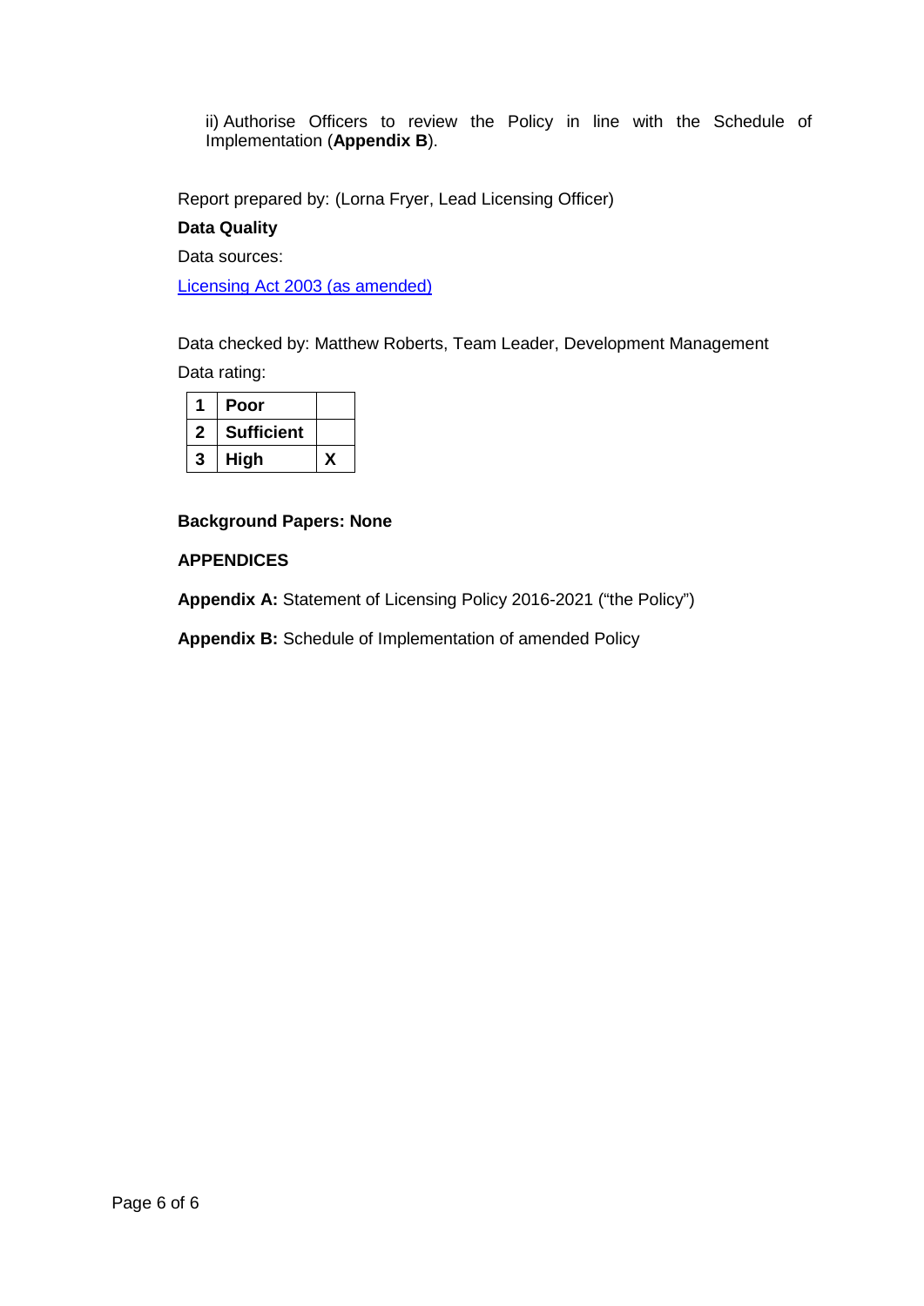ii) Authorise Officers to review the Policy in line with the Schedule of Implementation (**Appendix B**).

Report prepared by: (Lorna Fryer, Lead Licensing Officer)

**Data Quality**

Data sources:

[Licensing Act 2003 (as amended)]

Data checked by: Matthew Roberts, Team Leader, Development Management

Data rating:

| | | |
|---|---|---|
| **1** | **Poor** | |
| **2** | **Sufficient** | |
| **3** | **High** | **X** |

**Background Papers: None**

**APPENDICES**

**Appendix A:** Statement of Licensing Policy 2016-2021 ("the Policy")

**Appendix B:** Schedule of Implementation of amended Policy